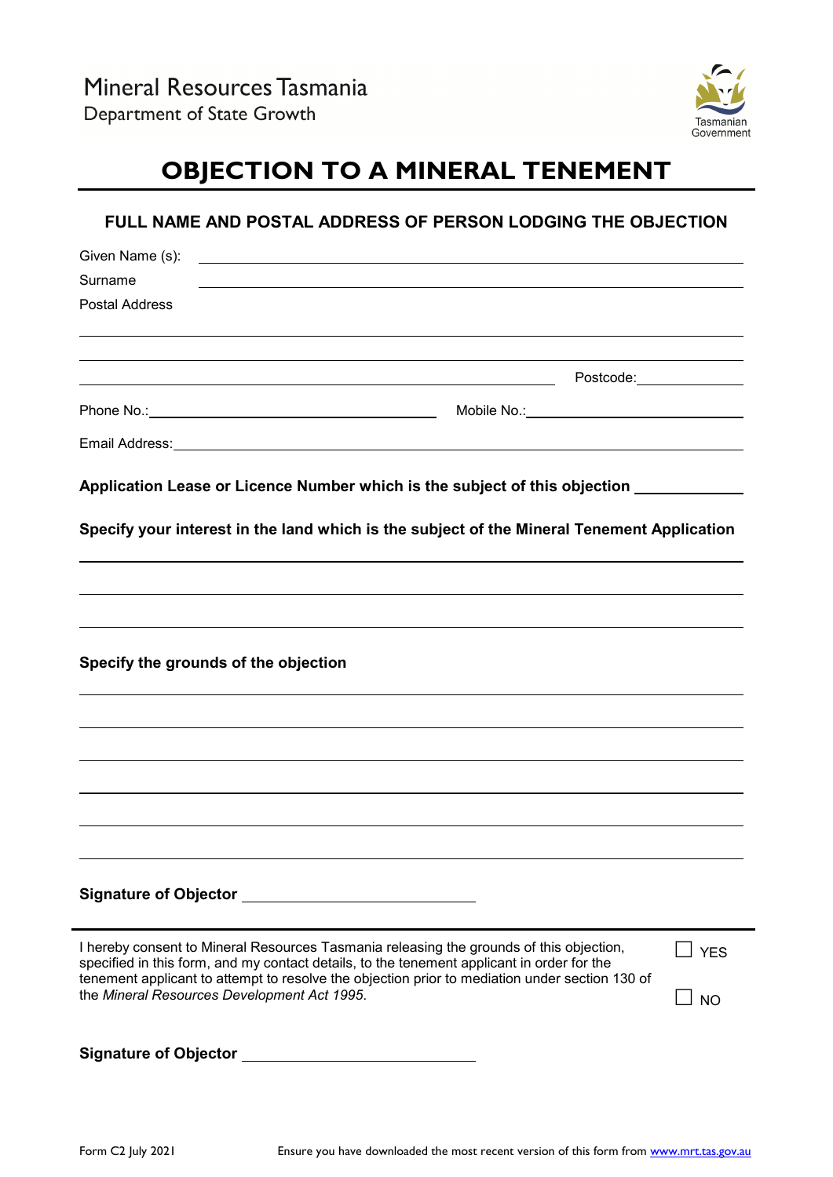Mineral Resources Tasmania
Department of State Growth

Tasmanian Government

# OBJECTION TO A MINERAL TENEMENT

## FULL NAME AND POSTAL ADDRESS OF PERSON LODGING THE OBJECTION

Given Name (s): ______________________________

Surname ______________________________

Postal Address

______________________________

______________________________

______________________________ Postcode: __________

Phone No.: ____________________ Mobile No.: ____________________

Email Address: ______________________________

**Application Lease or Licence Number which is the subject of this objection** __________

**Specify your interest in the land which is the subject of the Mineral Tenement Application**

______________________________

______________________________

______________________________

**Specify the grounds of the objection**

______________________________

______________________________

______________________________

______________________________

______________________________

______________________________

**Signature of Objector** ______________________________

---

I hereby consent to Mineral Resources Tasmania releasing the grounds of this objection, specified in this form, and my contact details, to the tenement applicant in order for the tenement applicant to attempt to resolve the objection prior to mediation under section 130 of the *Mineral Resources Development Act 1995*.

☐ YES

☐ NO

**Signature of Objector** ______________________________

Form C2 July 2021

Ensure you have downloaded the most recent version of this form from www.mrt.tas.gov.au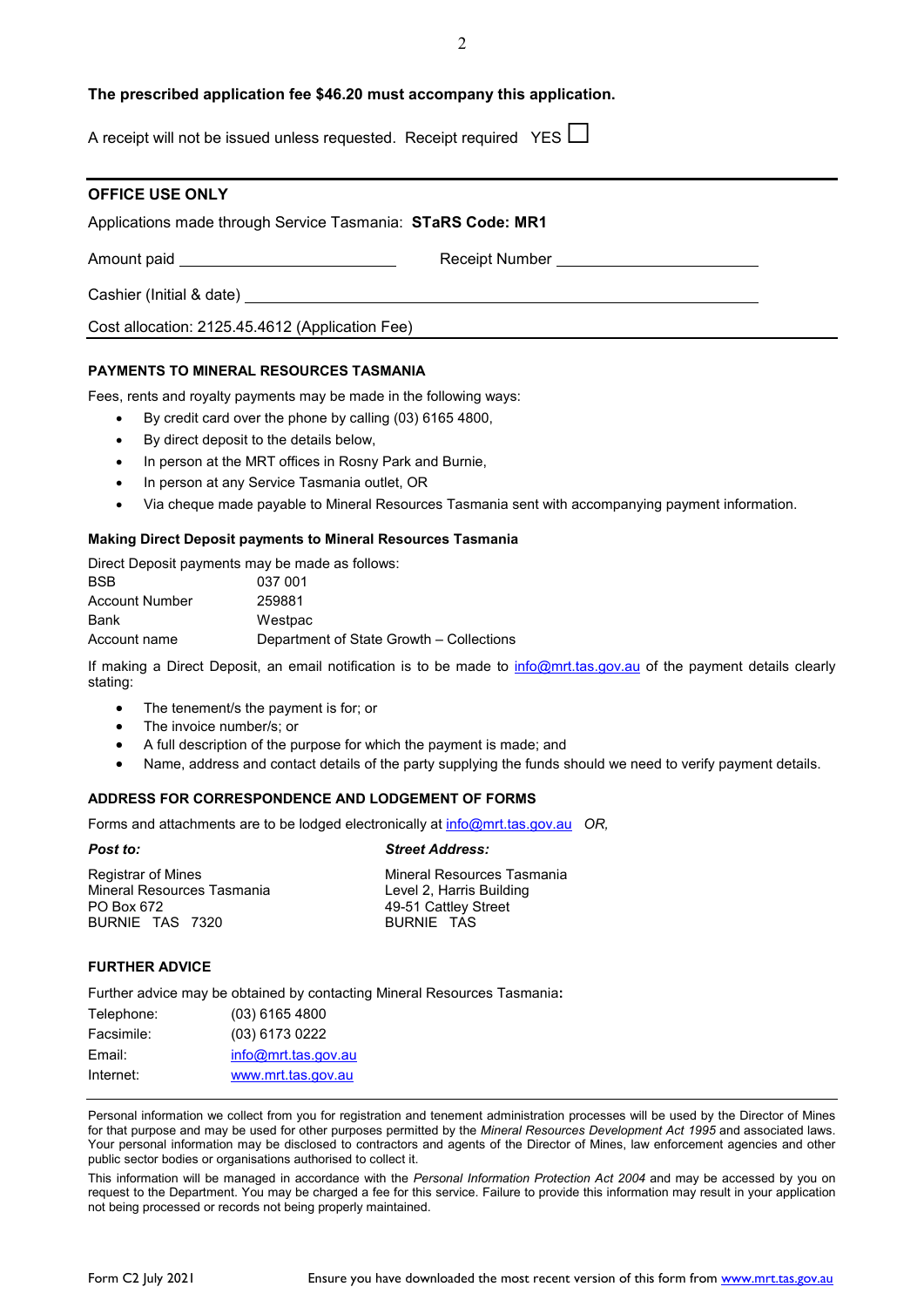**The prescribed application fee $46.20 must accompany this application.**

A receipt will not be issued unless requested. Receipt required YES ☐

**OFFICE USE ONLY**

Applications made through Service Tasmania: **STaRS Code: MR1**

Amount paid \_\_\_\_\_\_\_\_\_\_\_\_\_\_\_\_\_\_\_\_\_\_\_\_\_ Receipt Number \_\_\_\_\_\_\_\_\_\_\_\_\_\_\_\_\_\_\_\_\_\_\_\_

Cashier (Initial & date) \_\_\_\_\_\_\_\_\_\_\_\_\_\_\_\_\_\_\_\_\_\_\_\_\_\_\_\_\_\_\_\_\_\_\_\_\_\_\_\_\_\_\_\_\_\_\_\_\_\_\_\_\_\_\_\_\_\_

Cost allocation: 2125.45.4612 (Application Fee)

**PAYMENTS TO MINERAL RESOURCES TASMANIA**

Fees, rents and royalty payments may be made in the following ways:

- By credit card over the phone by calling (03) 6165 4800,
- By direct deposit to the details below,
- In person at the MRT offices in Rosny Park and Burnie,
- In person at any Service Tasmania outlet, OR
- Via cheque made payable to Mineral Resources Tasmania sent with accompanying payment information.

**Making Direct Deposit payments to Mineral Resources Tasmania**

Direct Deposit payments may be made as follows:

| | |
|---|---|
| BSB | 037 001 |
| Account Number | 259881 |
| Bank | Westpac |
| Account name | Department of State Growth – Collections |

If making a Direct Deposit, an email notification is to be made to info@mrt.tas.gov.au of the payment details clearly stating:

- The tenement/s the payment is for; or
- The invoice number/s; or
- A full description of the purpose for which the payment is made; and
- Name, address and contact details of the party supplying the funds should we need to verify payment details.

**ADDRESS FOR CORRESPONDENCE AND LODGEMENT OF FORMS**

Forms and attachments are to be lodged electronically at info@mrt.tas.gov.au *OR,*

***Post to:***

Registrar of Mines
Mineral Resources Tasmania
PO Box 672
BURNIE TAS 7320

***Street Address:***

Mineral Resources Tasmania
Level 2, Harris Building
49-51 Cattley Street
BURNIE TAS

**FURTHER ADVICE**

Further advice may be obtained by contacting Mineral Resources Tasmania**:**

| | |
|---|---|
| Telephone: | (03) 6165 4800 |
| Facsimile: | (03) 6173 0222 |
| Email: | info@mrt.tas.gov.au |
| Internet: | www.mrt.tas.gov.au |

Personal information we collect from you for registration and tenement administration processes will be used by the Director of Mines for that purpose and may be used for other purposes permitted by the *Mineral Resources Development Act 1995* and associated laws. Your personal information may be disclosed to contractors and agents of the Director of Mines, law enforcement agencies and other public sector bodies or organisations authorised to collect it.

This information will be managed in accordance with the *Personal Information Protection Act 2004* and may be accessed by you on request to the Department. You may be charged a fee for this service. Failure to provide this information may result in your application not being processed or records not being properly maintained.

Form C2 July 2021 Ensure you have downloaded the most recent version of this form from www.mrt.tas.gov.au